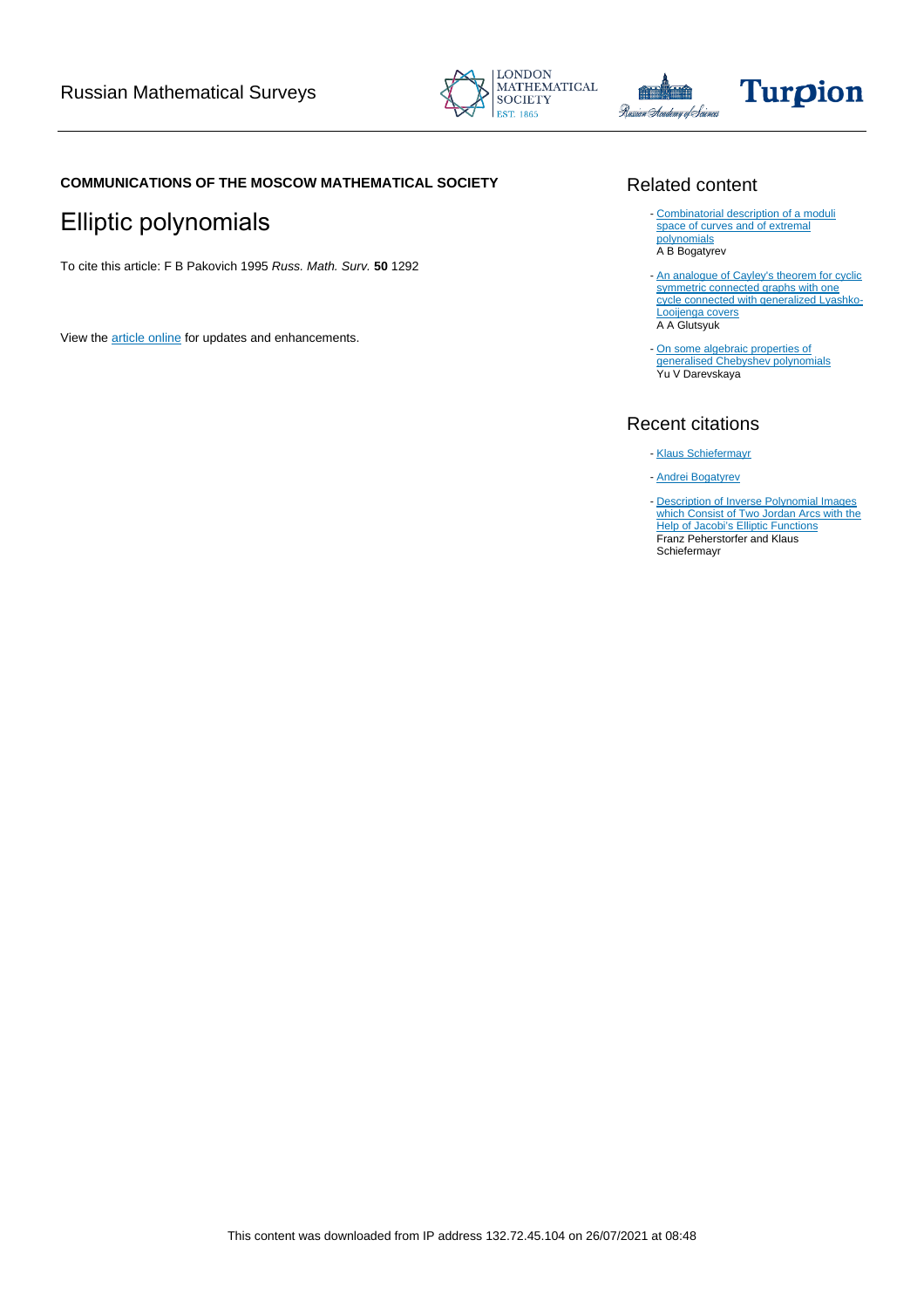COMMUNICATIONS OF THE MOSCOW MATHEMATICAL SOCIETY

# Elliptic polynomials

To cite this article: F B Pakovich 1995 *Russ. Math. Surv.* **50** 1292

View the article online for updates and enhancements.

## Related content

- Combinatorial description of a moduli space of curves and of extremal polynomials
  A B Bogatyrev
- An analogue of Cayley's theorem for cyclic symmetric connected graphs with one cycle connected with generalized Lyashko-Looijenga covers
  A A Glutsyuk
- On some algebraic properties of generalised Chebyshev polynomials
  Yu V Darevskaya

## Recent citations

- Klaus Schiefermayr
- Andrei Bogatyrev
- Description of Inverse Polynomial Images which Consist of Two Jordan Arcs with the Help of Jacobi's Elliptic Functions
  Franz Peherstorfer and Klaus Schiefermayr

This content was downloaded from IP address 132.72.45.104 on 26/07/2021 at 08:48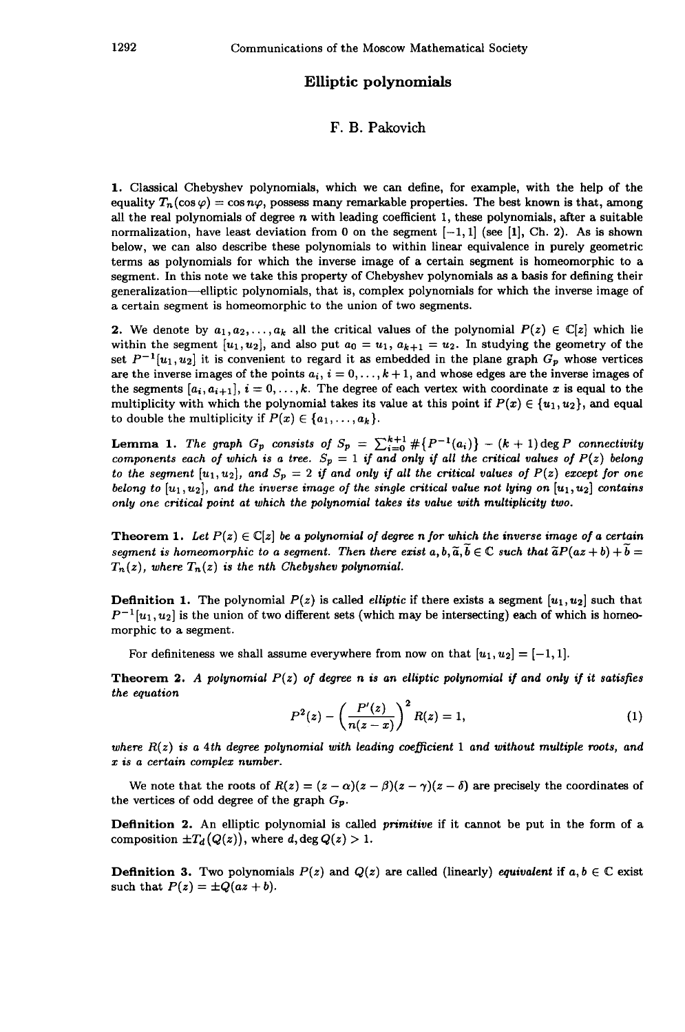# Elliptic polynomials

F. B. Pakovich

**1.** Classical Chebyshev polynomials, which we can define, for example, with the help of the equality $T_n(\cos\varphi) = \cos n\varphi$, possess many remarkable properties. The best known is that, among all the real polynomials of degree $n$ with leading coefficient 1, these polynomials, after a suitable normalization, have least deviation from 0 on the segment $[-1, 1]$ (see [1], Ch. 2). As is shown below, we can also describe these polynomials to within linear equivalence in purely geometric terms as polynomials for which the inverse image of a certain segment is homeomorphic to a segment. In this note we take this property of Chebyshev polynomials as a basis for defining their generalization—elliptic polynomials, that is, complex polynomials for which the inverse image of a certain segment is homeomorphic to the union of two segments.

**2.** We denote by $a_1, a_2, \ldots, a_k$ all the critical values of the polynomial $P(z) \in \mathbb{C}[z]$ which lie within the segment $[u_1, u_2]$, and also put $a_0 = u_1$, $a_{k+1} = u_2$. In studying the geometry of the set $P^{-1}[u_1, u_2]$ it is convenient to regard it as embedded in the plane graph $G_p$ whose vertices are the inverse images of the points $a_i$, $i = 0, \ldots, k+1$, and whose edges are the inverse images of the segments $[a_i, a_{i+1}]$, $i = 0, \ldots, k$. The degree of each vertex with coordinate $x$ is equal to the multiplicity with which the polynomial takes its value at this point if $P(x) \in \{u_1, u_2\}$, and equal to double the multiplicity if $P(x) \in \{a_1, \ldots, a_k\}$.

**Lemma 1.** *The graph $G_p$ consists of $S_p = \sum_{i=0}^{k+1} \#\{P^{-1}(a_i)\} - (k+1)\deg P$ connectivity components each of which is a tree. $S_p = 1$ if and only if all the critical values of $P(z)$ belong to the segment $[u_1, u_2]$, and $S_p = 2$ if and only if all the critical values of $P(z)$ except for one belong to $[u_1, u_2]$, and the inverse image of the single critical value not lying on $[u_1, u_2]$ contains only one critical point at which the polynomial takes its value with multiplicity two.*

**Theorem 1.** *Let $P(z) \in \mathbb{C}[z]$ be a polynomial of degree $n$ for which the inverse image of a certain segment is homeomorphic to a segment. Then there exist $a, b, \widetilde{a}, \widetilde{b} \in \mathbb{C}$ such that $\widetilde{a}P(az+b) + \widetilde{b} = T_n(z)$, where $T_n(z)$ is the $n$th Chebyshev polynomial.*

**Definition 1.** The polynomial $P(z)$ is called *elliptic* if there exists a segment $[u_1, u_2]$ such that $P^{-1}[u_1, u_2]$ is the union of two different sets (which may be intersecting) each of which is homeomorphic to a segment.

For definiteness we shall assume everywhere from now on that $[u_1, u_2] = [-1, 1]$.

**Theorem 2.** *A polynomial $P(z)$ of degree $n$ is an elliptic polynomial if and only if it satisfies the equation*

$$P^2(z) - \left(\frac{P'(z)}{n(z-x)}\right)^2 R(z) = 1, \tag{1}$$

*where $R(z)$ is a 4th degree polynomial with leading coefficient 1 and without multiple roots, and $x$ is a certain complex number.*

We note that the roots of $R(z) = (z-\alpha)(z-\beta)(z-\gamma)(z-\delta)$ are precisely the coordinates of the vertices of odd degree of the graph $G_p$.

**Definition 2.** An elliptic polynomial is called *primitive* if it cannot be put in the form of a composition $\pm T_d(Q(z))$, where $d, \deg Q(z) > 1$.

**Definition 3.** Two polynomials $P(z)$ and $Q(z)$ are called (linearly) *equivalent* if $a, b \in \mathbb{C}$ exist such that $P(z) = \pm Q(az+b)$.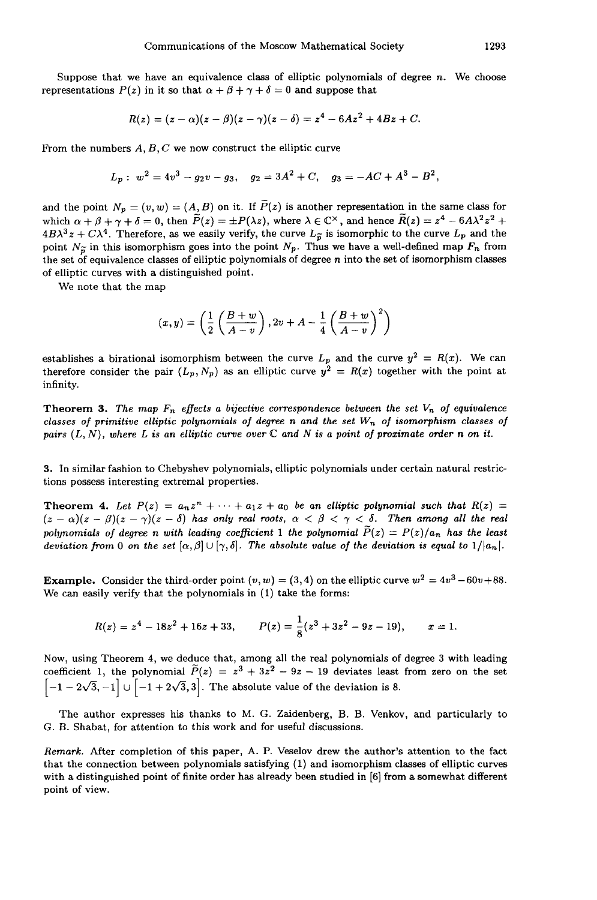Suppose that we have an equivalence class of elliptic polynomials of degree $n$. We choose representations $P(z)$ in it so that $\alpha + \beta + \gamma + \delta = 0$ and suppose that

$$R(z) = (z - \alpha)(z - \beta)(z - \gamma)(z - \delta) = z^4 - 6Az^2 + 4Bz + C.$$

From the numbers $A, B, C$ we now construct the elliptic curve

$$L_P : \; w^2 = 4v^3 - g_2 v - g_3, \quad g_2 = 3A^2 + C, \quad g_3 = -AC + A^3 - B^2,$$

and the point $N_P = (v, w) = (A, B)$ on it. If $\widetilde{P}(z)$ is another representation in the same class for which $\alpha + \beta + \gamma + \delta = 0$, then $\widetilde{P}(z) = \pm P(\lambda z)$, where $\lambda \in \mathbb{C}^\times$, and hence $\widetilde{R}(z) = z^4 - 6A\lambda^2 z^2 + 4B\lambda^3 z + C\lambda^4$. Therefore, as we easily verify, the curve $L_{\widetilde{P}}$ is isomorphic to the curve $L_P$ and the point $N_{\widetilde{P}}$ in this isomorphism goes into the point $N_P$. Thus we have a well-defined map $F_n$ from the set of equivalence classes of elliptic polynomials of degree $n$ into the set of isomorphism classes of elliptic curves with a distinguished point.

We note that the map

$$(x, y) = \left( \frac{1}{2} \left( \frac{B + w}{A - v} \right), 2v + A - \frac{1}{4} \left( \frac{B + w}{A - v} \right)^2 \right)$$

establishes a birational isomorphism between the curve $L_P$ and the curve $y^2 = R(x)$. We can therefore consider the pair $(L_P, N_P)$ as an elliptic curve $y^2 = R(x)$ together with the point at infinity.

**Theorem 3.** *The map $F_n$ effects a bijective correspondence between the set $V_n$ of equivalence classes of primitive elliptic polynomials of degree n and the set $W_n$ of isomorphism classes of pairs $(L, N)$, where $L$ is an elliptic curve over $\mathbb{C}$ and $N$ is a point of proximate order $n$ on it.*

**3.** In similar fashion to Chebyshev polynomials, elliptic polynomials under certain natural restrictions possess interesting extremal properties.

**Theorem 4.** *Let $P(z) = a_n z^n + \cdots + a_1 z + a_0$ be an elliptic polynomial such that $R(z) = (z - \alpha)(z - \beta)(z - \gamma)(z - \delta)$ has only real roots, $\alpha < \beta < \gamma < \delta$. Then among all the real polynomials of degree $n$ with leading coefficient 1 the polynomial $\widetilde{P}(z) = P(z)/a_n$ has the least deviation from 0 on the set $[\alpha, \beta] \cup [\gamma, \delta]$. The absolute value of the deviation is equal to $1/|a_n|$.*

**Example.** Consider the third-order point $(v, w) = (3, 4)$ on the elliptic curve $w^2 = 4v^3 - 60v + 88$. We can easily verify that the polynomials in (1) take the forms:

$$R(z) = z^4 - 18z^2 + 16z + 33, \qquad P(z) = \frac{1}{8}(z^3 + 3z^2 - 9z - 19), \qquad x = 1.$$

Now, using Theorem 4, we deduce that, among all the real polynomials of degree 3 with leading coefficient 1, the polynomial $\widetilde{P}(z) = z^3 + 3z^2 - 9z - 19$ deviates least from zero on the set $\left[-1 - 2\sqrt{3}, -1\right] \cup \left[-1 + 2\sqrt{3}, 3\right]$. The absolute value of the deviation is 8.

The author expresses his thanks to M. G. Zaidenberg, B. B. Venkov, and particularly to G. B. Shabat, for attention to this work and for useful discussions.

*Remark.* After completion of this paper, A. P. Veselov drew the author's attention to the fact that the connection between polynomials satisfying (1) and isomorphism classes of elliptic curves with a distinguished point of finite order has already been studied in [6] from a somewhat different point of view.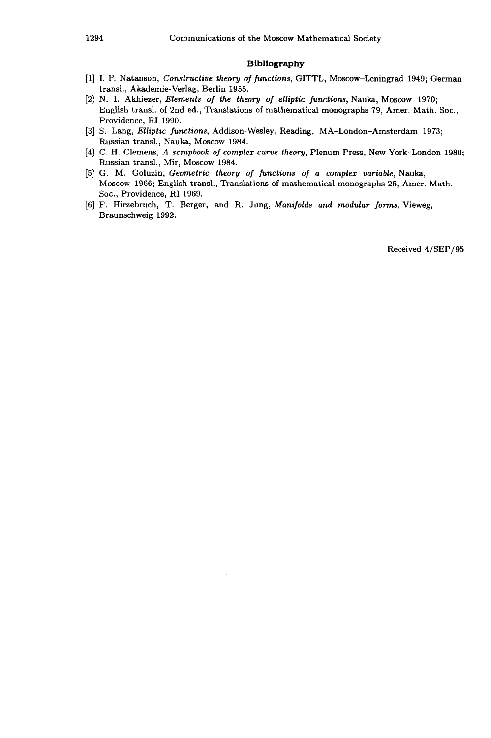## Bibliography

[1] I. P. Natanson, *Constructive theory of functions*, GITTL, Moscow–Leningrad 1949; German transl., Akademie-Verlag, Berlin 1955.

[2] N. I. Akhiezer, *Elements of the theory of elliptic functions*, Nauka, Moscow 1970; English transl. of 2nd ed., Translations of mathematical monographs 79, Amer. Math. Soc., Providence, RI 1990.

[3] S. Lang, *Elliptic functions*, Addison-Wesley, Reading, MA–London–Amsterdam 1973; Russian transl., Nauka, Moscow 1984.

[4] C. H. Clemens, *A scrapbook of complex curve theory*, Plenum Press, New York–London 1980; Russian transl., Mir, Moscow 1984.

[5] G. M. Goluzin, *Geometric theory of functions of a complex variable*, Nauka, Moscow 1966; English transl., Translations of mathematical monographs 26, Amer. Math. Soc., Providence, RI 1969.

[6] F. Hirzebruch, T. Berger, and R. Jung, *Manifolds and modular forms*, Vieweg, Braunschweig 1992.

Received 4/SEP/95